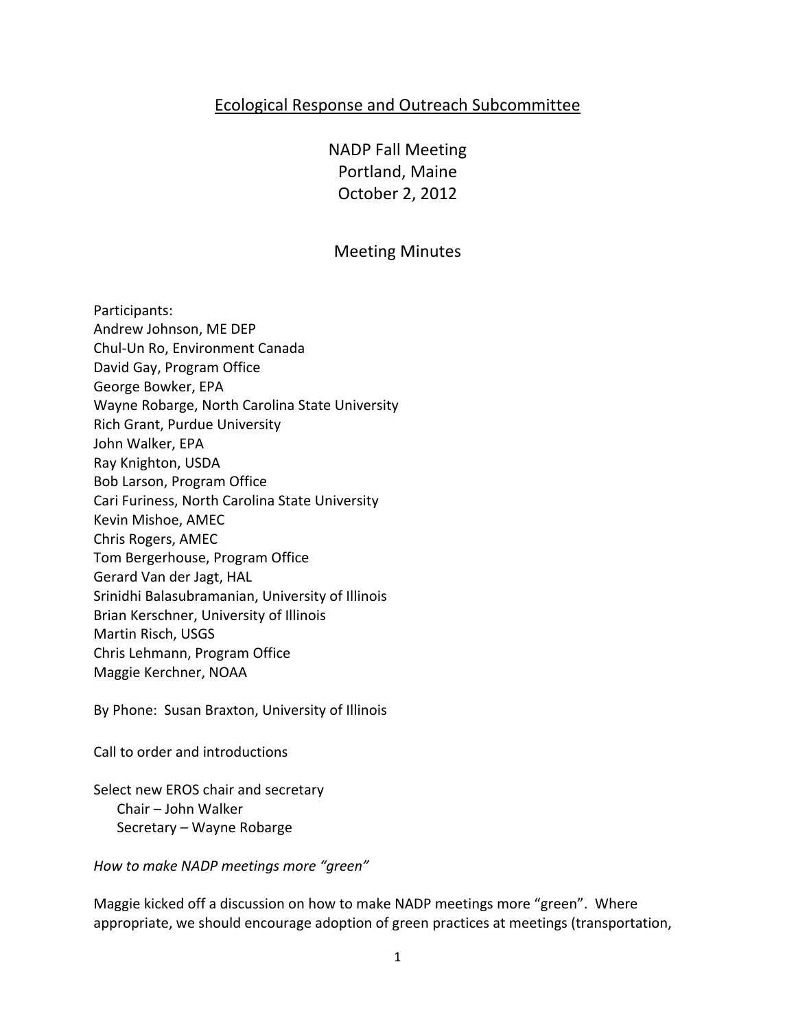# Ecological Response and Outreach Subcommittee

NADP Fall Meeting
Portland, Maine
October 2, 2012

## Meeting Minutes

Participants:
Andrew Johnson, ME DEP
Chul-Un Ro, Environment Canada
David Gay, Program Office
George Bowker, EPA
Wayne Robarge, North Carolina State University
Rich Grant, Purdue University
John Walker, EPA
Ray Knighton, USDA
Bob Larson, Program Office
Cari Furiness, North Carolina State University
Kevin Mishoe, AMEC
Chris Rogers, AMEC
Tom Bergerhouse, Program Office
Gerard Van der Jagt, HAL
Srinidhi Balasubramanian, University of Illinois
Brian Kerschner, University of Illinois
Martin Risch, USGS
Chris Lehmann, Program Office
Maggie Kerchner, NOAA

By Phone: Susan Braxton, University of Illinois

Call to order and introductions

Select new EROS chair and secretary
- Chair – John Walker
- Secretary – Wayne Robarge

*How to make NADP meetings more "green"*

Maggie kicked off a discussion on how to make NADP meetings more "green". Where appropriate, we should encourage adoption of green practices at meetings (transportation,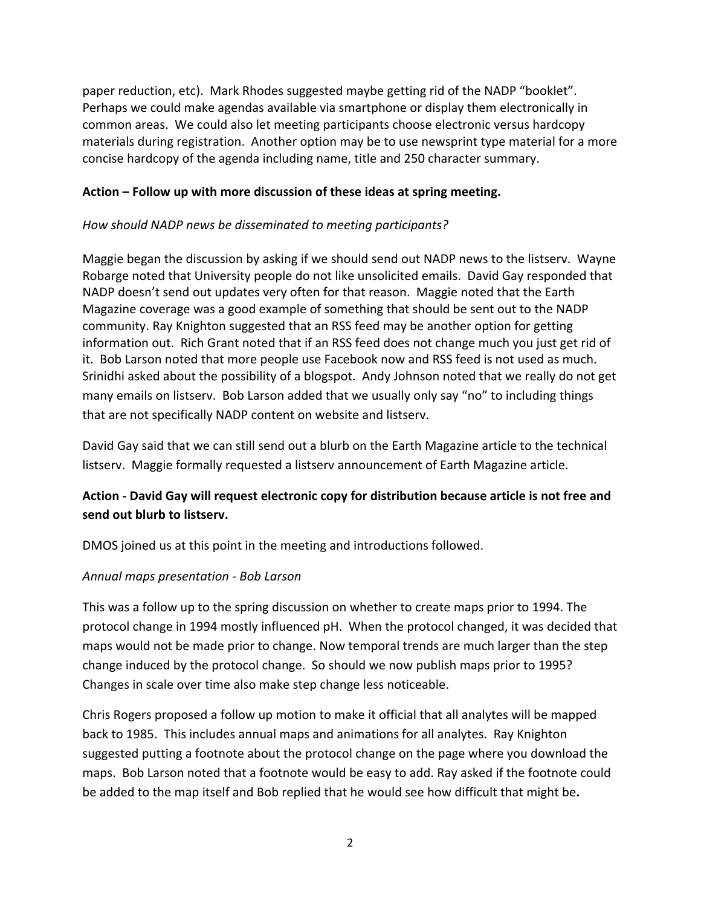paper reduction, etc). Mark Rhodes suggested maybe getting rid of the NADP "booklet". Perhaps we could make agendas available via smartphone or display them electronically in common areas. We could also let meeting participants choose electronic versus hardcopy materials during registration. Another option may be to use newsprint type material for a more concise hardcopy of the agenda including name, title and 250 character summary.

**Action – Follow up with more discussion of these ideas at spring meeting.**

*How should NADP news be disseminated to meeting participants?*

Maggie began the discussion by asking if we should send out NADP news to the listserv. Wayne Robarge noted that University people do not like unsolicited emails. David Gay responded that NADP doesn't send out updates very often for that reason. Maggie noted that the Earth Magazine coverage was a good example of something that should be sent out to the NADP community. Ray Knighton suggested that an RSS feed may be another option for getting information out. Rich Grant noted that if an RSS feed does not change much you just get rid of it. Bob Larson noted that more people use Facebook now and RSS feed is not used as much. Srinidhi asked about the possibility of a blogspot. Andy Johnson noted that we really do not get many emails on listserv. Bob Larson added that we usually only say "no" to including things that are not specifically NADP content on website and listserv.

David Gay said that we can still send out a blurb on the Earth Magazine article to the technical listserv. Maggie formally requested a listserv announcement of Earth Magazine article.

**Action - David Gay will request electronic copy for distribution because article is not free and send out blurb to listserv.**

DMOS joined us at this point in the meeting and introductions followed.

*Annual maps presentation - Bob Larson*

This was a follow up to the spring discussion on whether to create maps prior to 1994. The protocol change in 1994 mostly influenced pH. When the protocol changed, it was decided that maps would not be made prior to change. Now temporal trends are much larger than the step change induced by the protocol change. So should we now publish maps prior to 1995? Changes in scale over time also make step change less noticeable.

Chris Rogers proposed a follow up motion to make it official that all analytes will be mapped back to 1985. This includes annual maps and animations for all analytes. Ray Knighton suggested putting a footnote about the protocol change on the page where you download the maps. Bob Larson noted that a footnote would be easy to add. Ray asked if the footnote could be added to the map itself and Bob replied that he would see how difficult that might be.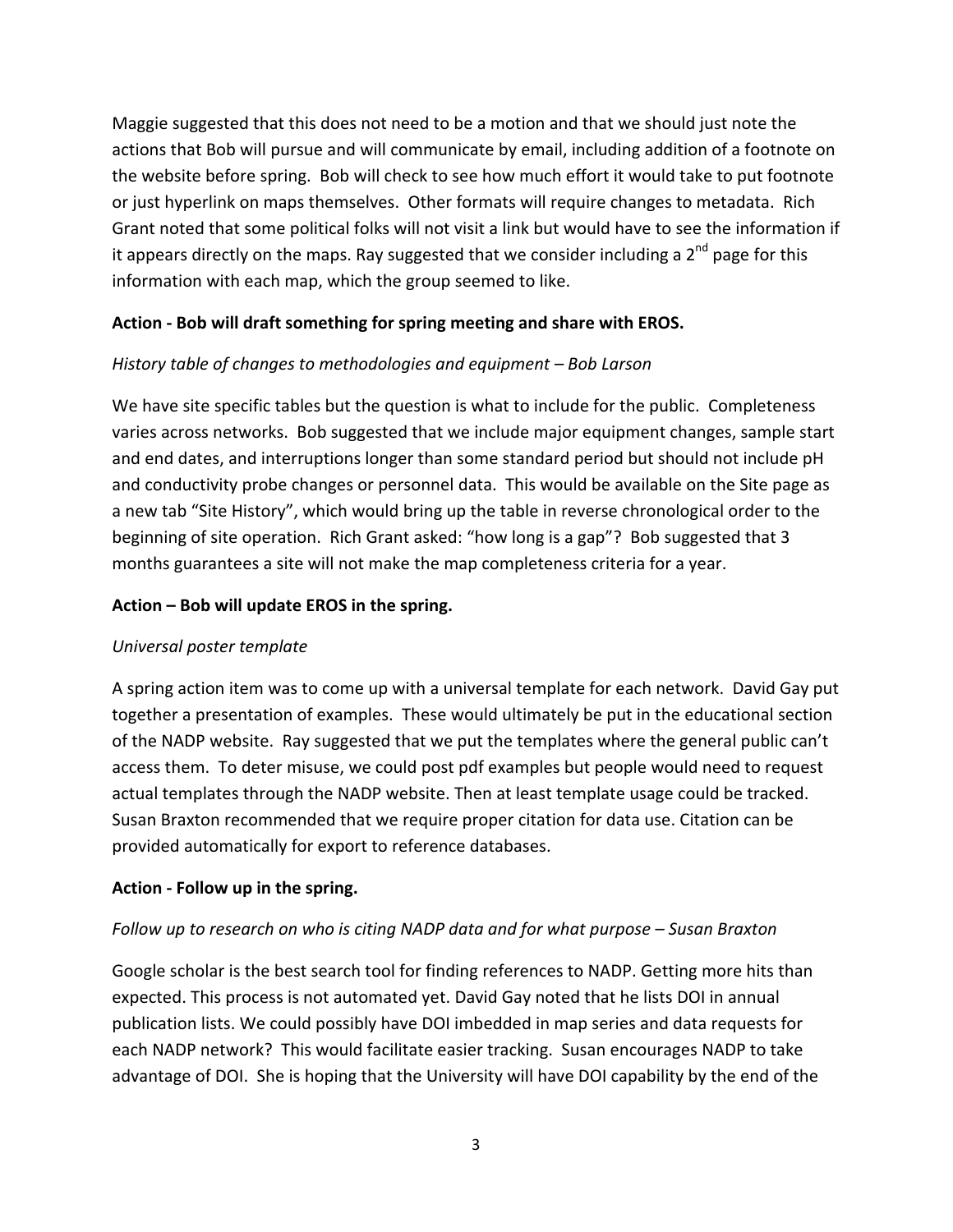Maggie suggested that this does not need to be a motion and that we should just note the actions that Bob will pursue and will communicate by email, including addition of a footnote on the website before spring. Bob will check to see how much effort it would take to put footnote or just hyperlink on maps themselves. Other formats will require changes to metadata. Rich Grant noted that some political folks will not visit a link but would have to see the information if it appears directly on the maps. Ray suggested that we consider including a 2nd page for this information with each map, which the group seemed to like.

**Action - Bob will draft something for spring meeting and share with EROS.**

*History table of changes to methodologies and equipment – Bob Larson*

We have site specific tables but the question is what to include for the public. Completeness varies across networks. Bob suggested that we include major equipment changes, sample start and end dates, and interruptions longer than some standard period but should not include pH and conductivity probe changes or personnel data. This would be available on the Site page as a new tab "Site History", which would bring up the table in reverse chronological order to the beginning of site operation. Rich Grant asked: "how long is a gap"? Bob suggested that 3 months guarantees a site will not make the map completeness criteria for a year.

**Action – Bob will update EROS in the spring.**

*Universal poster template*

A spring action item was to come up with a universal template for each network. David Gay put together a presentation of examples. These would ultimately be put in the educational section of the NADP website. Ray suggested that we put the templates where the general public can't access them. To deter misuse, we could post pdf examples but people would need to request actual templates through the NADP website. Then at least template usage could be tracked. Susan Braxton recommended that we require proper citation for data use. Citation can be provided automatically for export to reference databases.

**Action - Follow up in the spring.**

*Follow up to research on who is citing NADP data and for what purpose – Susan Braxton*

Google scholar is the best search tool for finding references to NADP. Getting more hits than expected. This process is not automated yet. David Gay noted that he lists DOI in annual publication lists. We could possibly have DOI imbedded in map series and data requests for each NADP network? This would facilitate easier tracking. Susan encourages NADP to take advantage of DOI. She is hoping that the University will have DOI capability by the end of the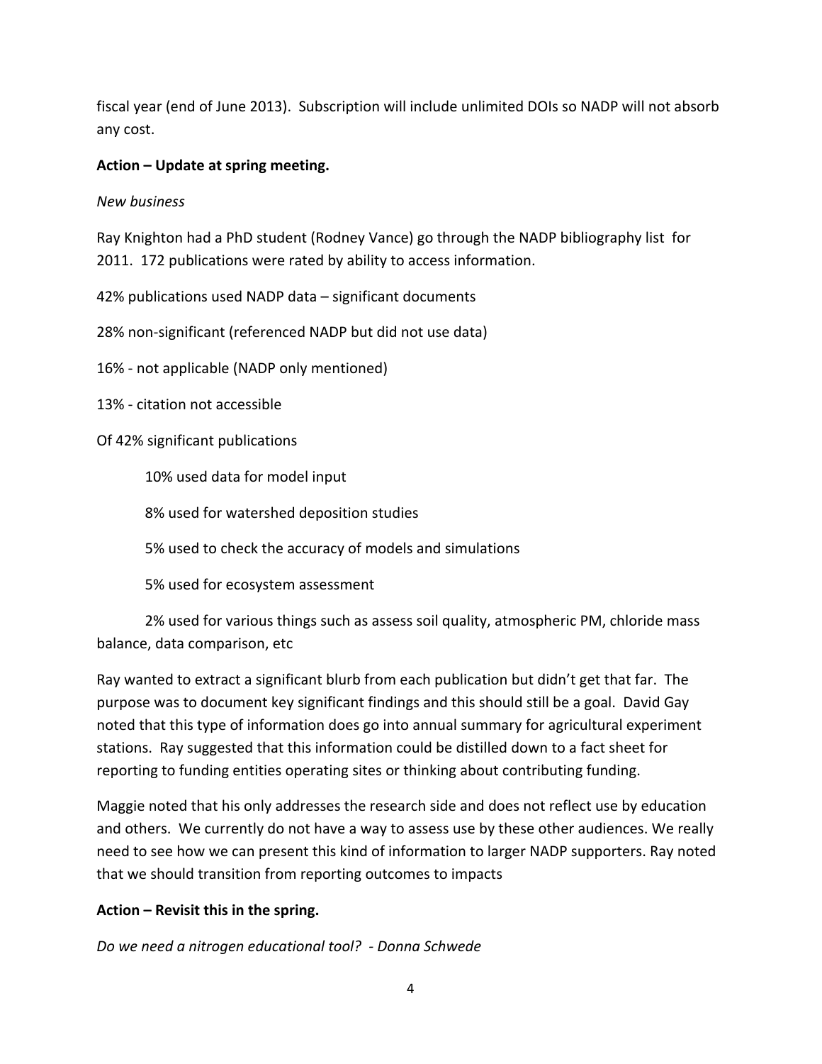fiscal year (end of June 2013). Subscription will include unlimited DOIs so NADP will not absorb any cost.

**Action – Update at spring meeting.**

*New business*

Ray Knighton had a PhD student (Rodney Vance) go through the NADP bibliography list for 2011. 172 publications were rated by ability to access information.

42% publications used NADP data – significant documents

28% non-significant (referenced NADP but did not use data)

16% - not applicable (NADP only mentioned)

13% - citation not accessible

Of 42% significant publications

10% used data for model input

8% used for watershed deposition studies

5% used to check the accuracy of models and simulations

5% used for ecosystem assessment

2% used for various things such as assess soil quality, atmospheric PM, chloride mass balance, data comparison, etc

Ray wanted to extract a significant blurb from each publication but didn't get that far. The purpose was to document key significant findings and this should still be a goal. David Gay noted that this type of information does go into annual summary for agricultural experiment stations. Ray suggested that this information could be distilled down to a fact sheet for reporting to funding entities operating sites or thinking about contributing funding.

Maggie noted that his only addresses the research side and does not reflect use by education and others. We currently do not have a way to assess use by these other audiences. We really need to see how we can present this kind of information to larger NADP supporters. Ray noted that we should transition from reporting outcomes to impacts

**Action – Revisit this in the spring.**

*Do we need a nitrogen educational tool? - Donna Schwede*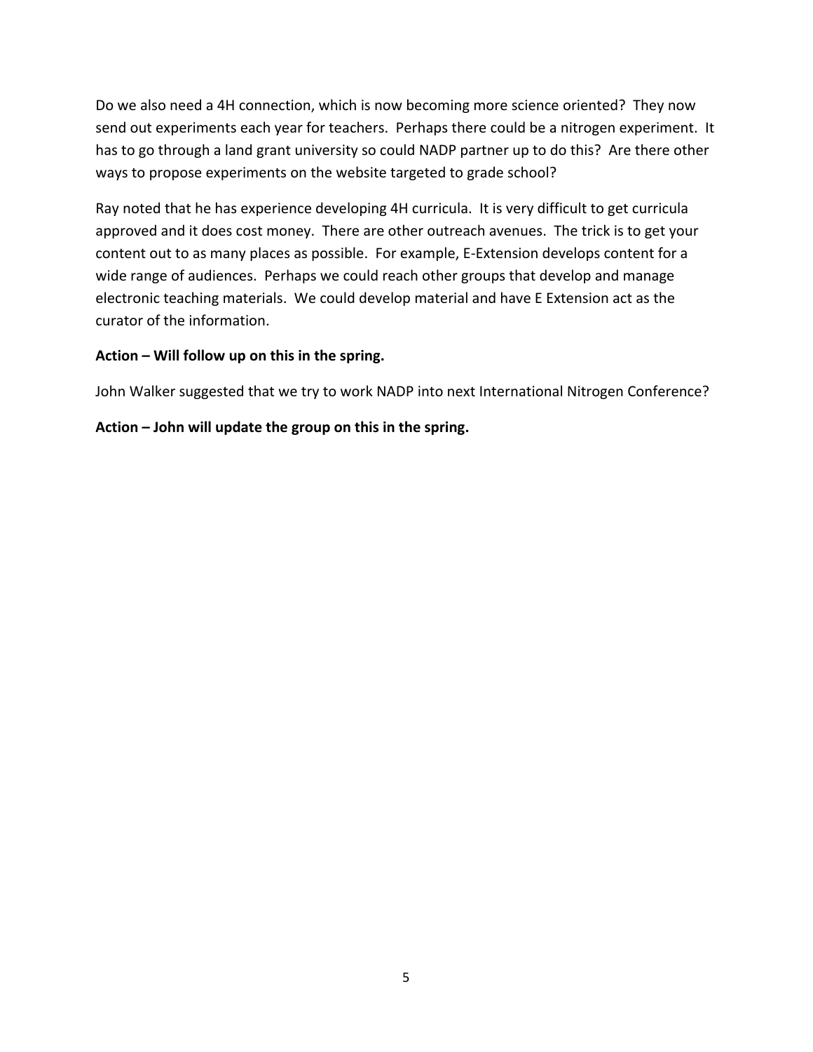Do we also need a 4H connection, which is now becoming more science oriented? They now send out experiments each year for teachers. Perhaps there could be a nitrogen experiment. It has to go through a land grant university so could NADP partner up to do this? Are there other ways to propose experiments on the website targeted to grade school?

Ray noted that he has experience developing 4H curricula. It is very difficult to get curricula approved and it does cost money. There are other outreach avenues. The trick is to get your content out to as many places as possible. For example, E-Extension develops content for a wide range of audiences. Perhaps we could reach other groups that develop and manage electronic teaching materials. We could develop material and have E Extension act as the curator of the information.

**Action – Will follow up on this in the spring.**

John Walker suggested that we try to work NADP into next International Nitrogen Conference?

**Action – John will update the group on this in the spring.**